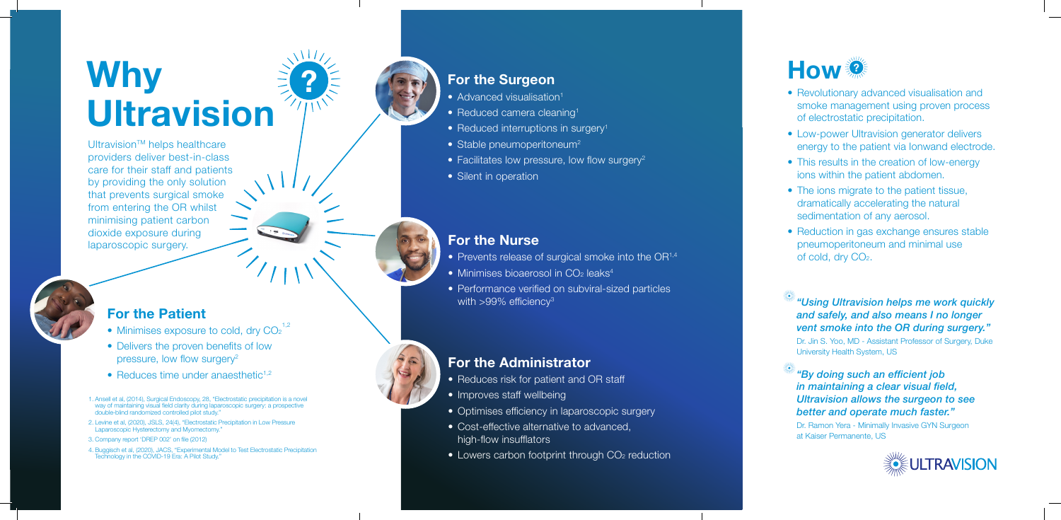# Why Ultravision

Ultravision™ helps healthcare providers deliver best-in-class care for their staff and patients by providing the only solution that prevents surgical smoke from entering the OR whilst minimising patient carbon dioxide exposure during laparoscopic surgery.

## For the Patient

- Minimises exposure to cold, dry $CO_2$[1,2]
- Delivers the proven benefits of low pressure, low flow surgery[2]
- Reduces time under anaesthetic[1,2]

1. Ansell et al, (2014), Surgical Endoscopy, 28, "Electrostatic precipitation is a novel way of maintaining visual field clarity during laparoscopic surgery: a prospective double-blind randomized controlled pilot study."
2. Levine et al, (2020), JSLS, 24(4), "Electrostatic Precipitation in Low Pressure Laparoscopic Hysterectomy and Myomectomy."
3. Company report "DREP 002" on file (2012)
4. Buggisch et al, (2020), JACS, "Experimental Model to Test Electrostatic Precipitation Technology in the COVID-19 Era: A Pilot Study."

## For the Surgeon

- Advanced visualisation[1]
- Reduced camera cleaning[1]
- Reduced interruptions in surgery[1]
- Stable pneumoperitoneum[2]
- Facilitates low pressure, low flow surgery[2]
- Silent in operation

## For the Nurse

- Prevents release of surgical smoke into the OR[1,4]
- Minimises bioaerosol in $CO_2$ leaks[4]
- Performance verified on subviral-sized particles with >99% efficiency[3]

## For the Administrator

- Reduces risk for patient and OR staff
- Improves staff wellbeing
- Optimises efficiency in laparoscopic surgery
- Cost-effective alternative to advanced, high-flow insufflators
- Lowers carbon footprint through $CO_2$ reduction

# How

- Revolutionary advanced visualisation and smoke management using proven process of electrostatic precipitation.
- Low-power Ultravision generator delivers energy to the patient via Ionwand electrode.
- This results in the creation of low-energy ions within the patient abdomen.
- The ions migrate to the patient tissue, dramatically accelerating the natural sedimentation of any aerosol.
- Reduction in gas exchange ensures stable pneumoperitoneum and minimal use of cold, dry $CO_2$.

***"Using Ultravision helps me work quickly and safely, and also means I no longer vent smoke into the OR during surgery."***

Dr. Jin S. Yoo, MD - Assistant Professor of Surgery, Duke University Health System, US

***"By doing such an efficient job in maintaining a clear visual field, Ultravision allows the surgeon to see better and operate much faster."***

Dr. Ramon Yera - Minimally Invasive GYN Surgeon at Kaiser Permanente, US

ULTRAVISION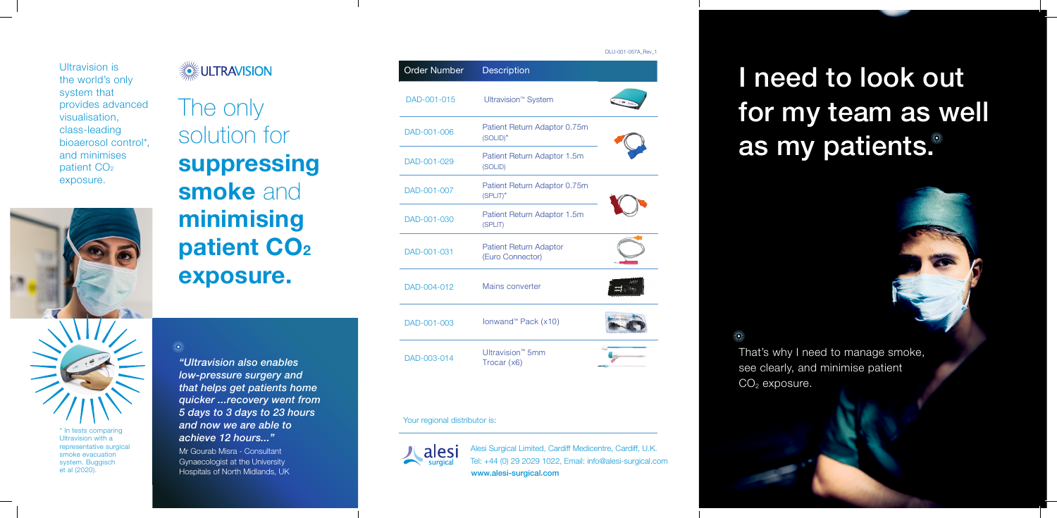Ultravision is the world's only system that provides advanced visualisation, class-leading bioaerosol control*, and minimises patient $CO_2$ exposure.

\* In tests comparing Ultravision with a representative surgical smoke evacuation system. Buggisch et al (2020).

ULTRAVISION

# The only solution for **suppressing smoke** and **minimising patient $CO_2$ exposure.**

*"Ultravision also enables low-pressure surgery and that helps get patients home quicker ...recovery went from 5 days to 3 days to 23 hours and now we are able to achieve 12 hours..."*

Mr Gourab Misra - Consultant Gynaecologist at the University Hospitals of North Midlands, UK

DLU-001-057A_Rev_1

| Order Number | Description |
|---|---|
| DAD-001-015 | Ultravision™ System |
| DAD-001-006 | Patient Return Adaptor 0.75m (SOLID)* |
| DAD-001-029 | Patient Return Adaptor 1.5m (SOLID) |
| DAD-001-007 | Patient Return Adaptor 0.75m (SPLIT)* |
| DAD-001-030 | Patient Return Adaptor 1.5m (SPLIT) |
| DAD-001-031 | Patient Return Adaptor (Euro Connector) |
| DAD-004-012 | Mains converter |
| DAD-001-003 | Ionwand™ Pack (x10) |
| DAD-003-014 | Ultravision™ 5mm Trocar (x6) |

Your regional distributor is:

alesi surgical

Alesi Surgical Limited, Cardiff Medicentre, Cardiff, U.K.
Tel: +44 (0) 29 2029 1022, Email: info@alesi-surgical.com
www.alesi-surgical.com

# I need to look out for my team as well as my patients.

That's why I need to manage smoke, see clearly, and minimise patient $CO_2$ exposure.